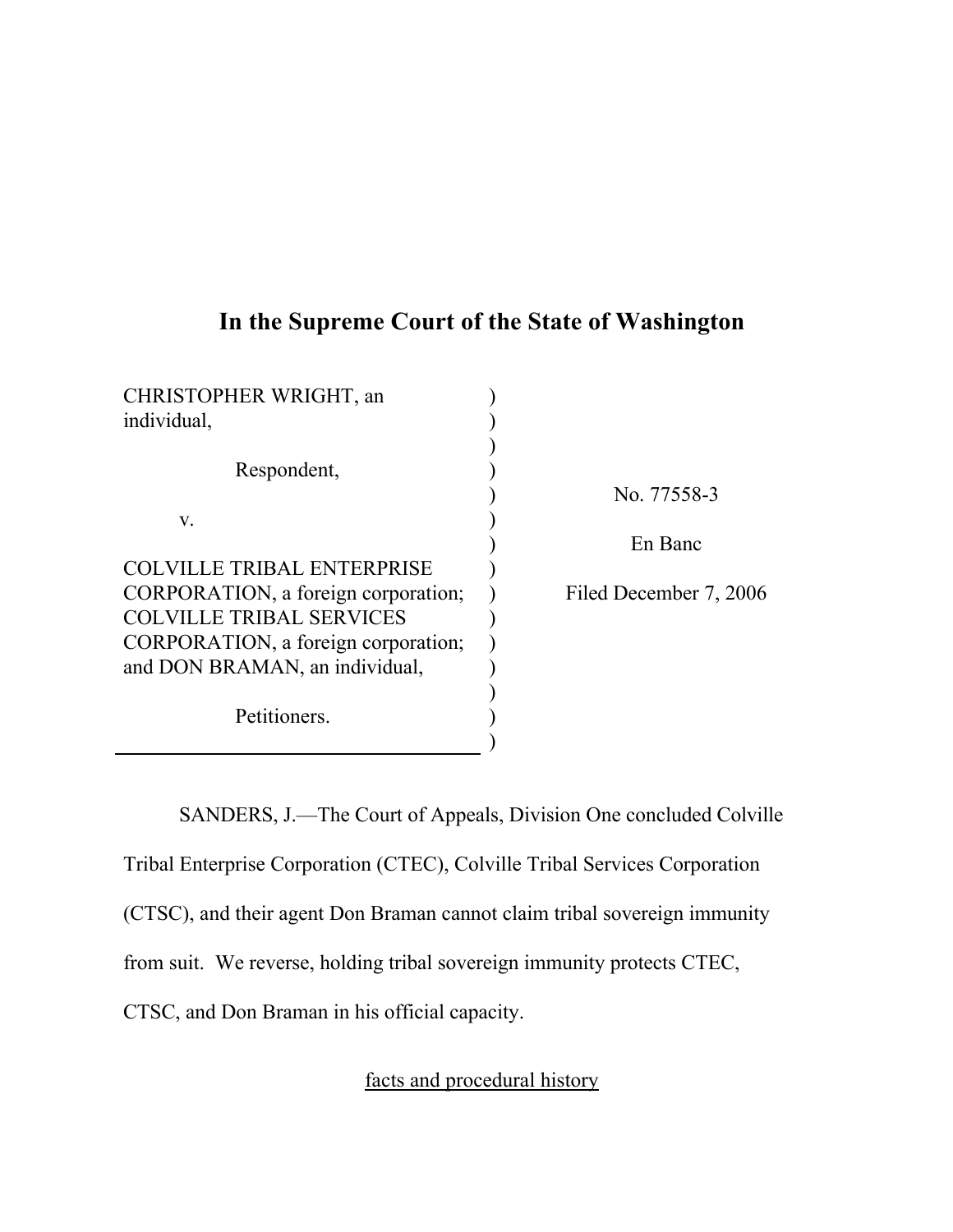# In the Supreme Court of the State of Washington

| | |
|---|---|
| CHRISTOPHER WRIGHT, an individual,<br><br>Respondent,<br><br>v.<br><br>COLVILLE TRIBAL ENTERPRISE CORPORATION, a foreign corporation; COLVILLE TRIBAL SERVICES CORPORATION, a foreign corporation; and DON BRAMAN, an individual,<br><br>Petitioners. | No. 77558-3<br><br>En Banc<br><br>Filed December 7, 2006 |

SANDERS, J.—The Court of Appeals, Division One concluded Colville Tribal Enterprise Corporation (CTEC), Colville Tribal Services Corporation (CTSC), and their agent Don Braman cannot claim tribal sovereign immunity from suit. We reverse, holding tribal sovereign immunity protects CTEC, CTSC, and Don Braman in his official capacity.

## facts and procedural history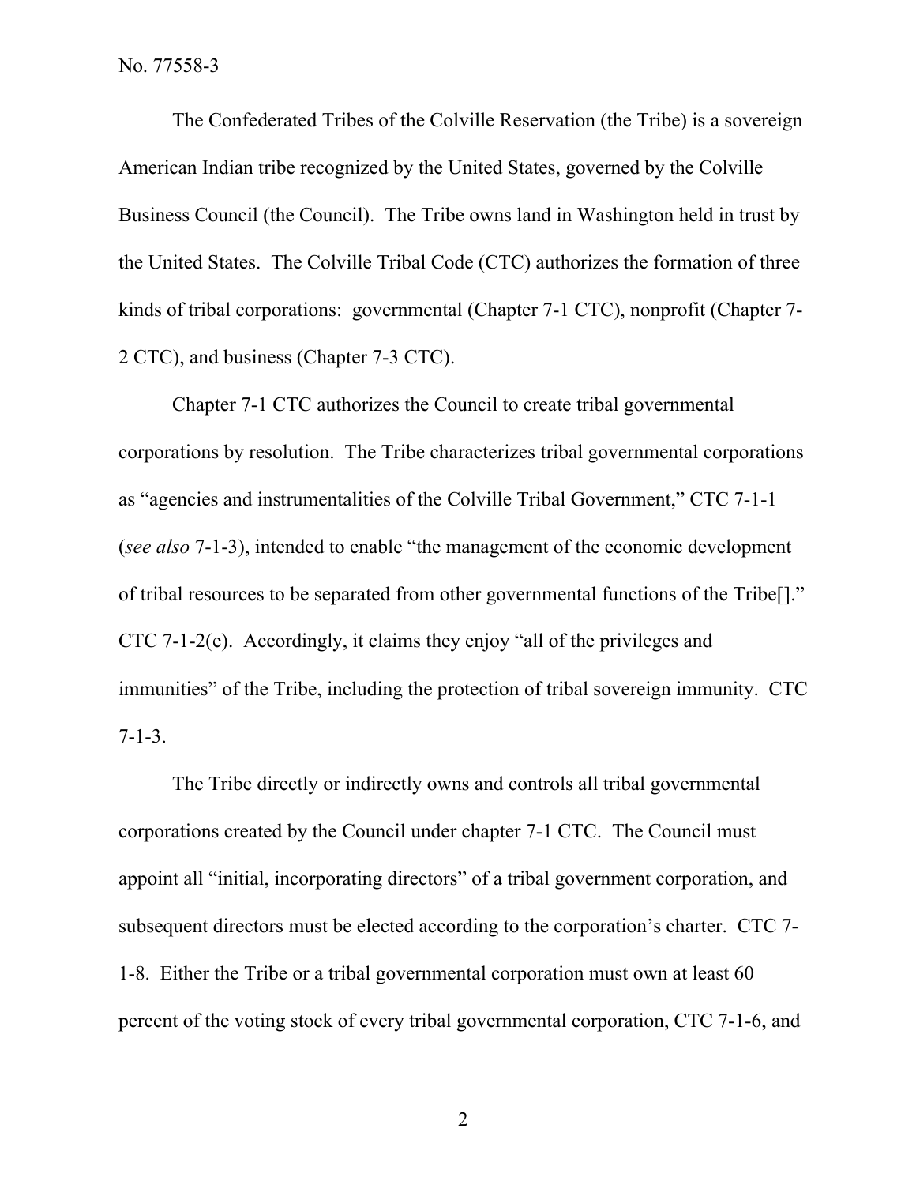The Confederated Tribes of the Colville Reservation (the Tribe) is a sovereign American Indian tribe recognized by the United States, governed by the Colville Business Council (the Council). The Tribe owns land in Washington held in trust by the United States. The Colville Tribal Code (CTC) authorizes the formation of three kinds of tribal corporations: governmental (Chapter 7-1 CTC), nonprofit (Chapter 7-2 CTC), and business (Chapter 7-3 CTC).

Chapter 7-1 CTC authorizes the Council to create tribal governmental corporations by resolution. The Tribe characterizes tribal governmental corporations as "agencies and instrumentalities of the Colville Tribal Government," CTC 7-1-1 (*see also* 7-1-3), intended to enable "the management of the economic development of tribal resources to be separated from other governmental functions of the Tribe[]." CTC 7-1-2(e). Accordingly, it claims they enjoy "all of the privileges and immunities" of the Tribe, including the protection of tribal sovereign immunity. CTC 7-1-3.

The Tribe directly or indirectly owns and controls all tribal governmental corporations created by the Council under chapter 7-1 CTC. The Council must appoint all "initial, incorporating directors" of a tribal government corporation, and subsequent directors must be elected according to the corporation's charter. CTC 7-1-8. Either the Tribe or a tribal governmental corporation must own at least 60 percent of the voting stock of every tribal governmental corporation, CTC 7-1-6, and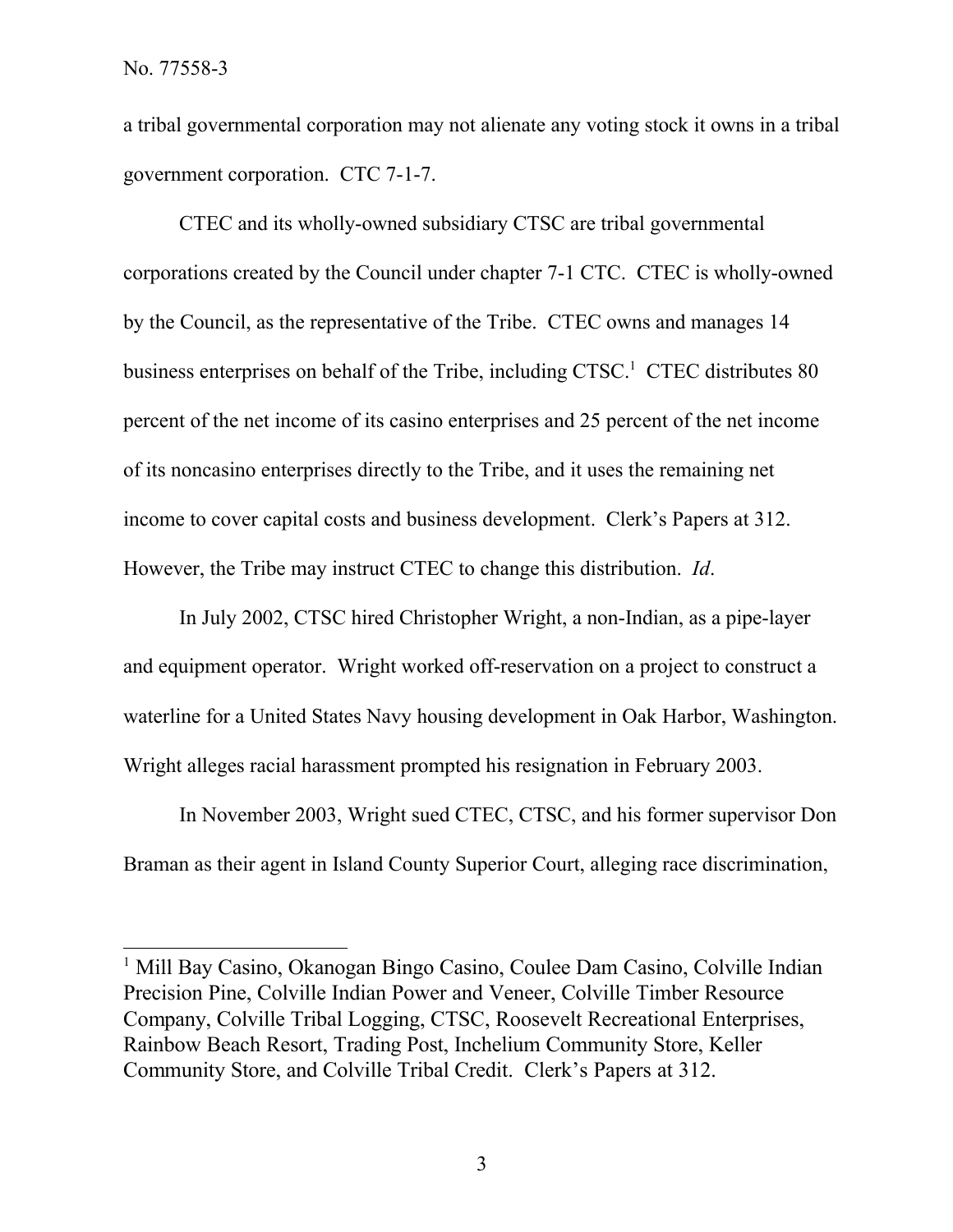a tribal governmental corporation may not alienate any voting stock it owns in a tribal government corporation. CTC 7-1-7.

CTEC and its wholly-owned subsidiary CTSC are tribal governmental corporations created by the Council under chapter 7-1 CTC. CTEC is wholly-owned by the Council, as the representative of the Tribe. CTEC owns and manages 14 business enterprises on behalf of the Tribe, including CTSC.[1] CTEC distributes 80 percent of the net income of its casino enterprises and 25 percent of the net income of its noncasino enterprises directly to the Tribe, and it uses the remaining net income to cover capital costs and business development. Clerk's Papers at 312. However, the Tribe may instruct CTEC to change this distribution. *Id*.

In July 2002, CTSC hired Christopher Wright, a non-Indian, as a pipe-layer and equipment operator. Wright worked off-reservation on a project to construct a waterline for a United States Navy housing development in Oak Harbor, Washington. Wright alleges racial harassment prompted his resignation in February 2003.

In November 2003, Wright sued CTEC, CTSC, and his former supervisor Don Braman as their agent in Island County Superior Court, alleging race discrimination,

---

[1] Mill Bay Casino, Okanogan Bingo Casino, Coulee Dam Casino, Colville Indian Precision Pine, Colville Indian Power and Veneer, Colville Timber Resource Company, Colville Tribal Logging, CTSC, Roosevelt Recreational Enterprises, Rainbow Beach Resort, Trading Post, Inchelium Community Store, Keller Community Store, and Colville Tribal Credit. Clerk's Papers at 312.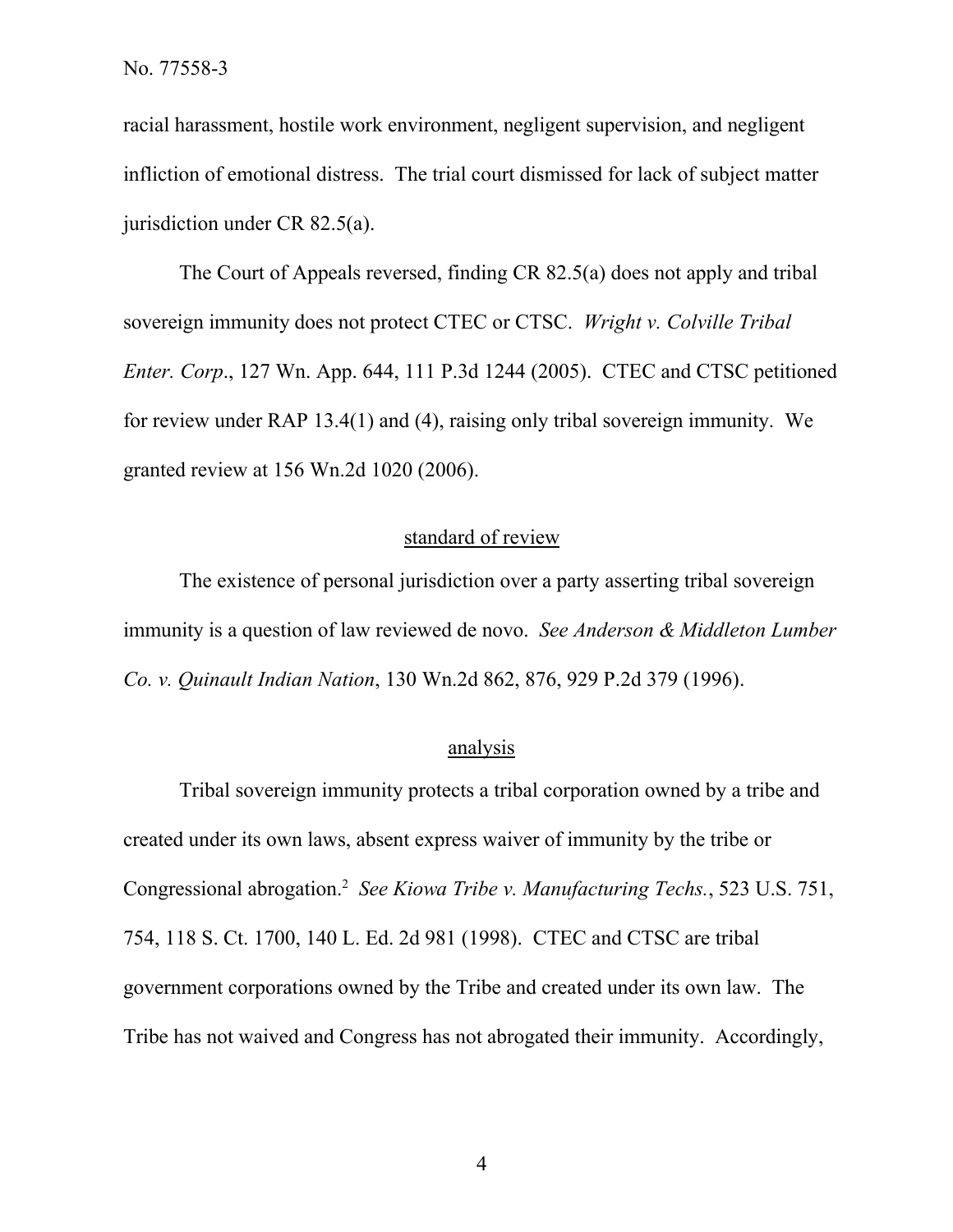racial harassment, hostile work environment, negligent supervision, and negligent infliction of emotional distress. The trial court dismissed for lack of subject matter jurisdiction under CR 82.5(a).

The Court of Appeals reversed, finding CR 82.5(a) does not apply and tribal sovereign immunity does not protect CTEC or CTSC. *Wright v. Colville Tribal Enter. Corp*., 127 Wn. App. 644, 111 P.3d 1244 (2005). CTEC and CTSC petitioned for review under RAP 13.4(1) and (4), raising only tribal sovereign immunity. We granted review at 156 Wn.2d 1020 (2006).

## standard of review

The existence of personal jurisdiction over a party asserting tribal sovereign immunity is a question of law reviewed de novo. *See Anderson & Middleton Lumber Co. v. Quinault Indian Nation*, 130 Wn.2d 862, 876, 929 P.2d 379 (1996).

## analysis

Tribal sovereign immunity protects a tribal corporation owned by a tribe and created under its own laws, absent express waiver of immunity by the tribe or Congressional abrogation.[2] *See Kiowa Tribe v. Manufacturing Techs.*, 523 U.S. 751, 754, 118 S. Ct. 1700, 140 L. Ed. 2d 981 (1998). CTEC and CTSC are tribal government corporations owned by the Tribe and created under its own law. The Tribe has not waived and Congress has not abrogated their immunity. Accordingly,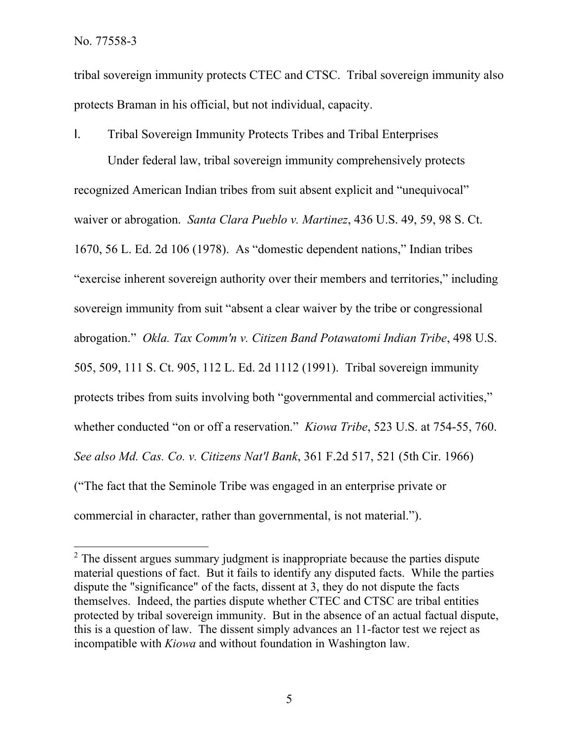tribal sovereign immunity protects CTEC and CTSC. Tribal sovereign immunity also protects Braman in his official, but not individual, capacity.

## I. Tribal Sovereign Immunity Protects Tribes and Tribal Enterprises

Under federal law, tribal sovereign immunity comprehensively protects recognized American Indian tribes from suit absent explicit and "unequivocal" waiver or abrogation. *Santa Clara Pueblo v. Martinez*, 436 U.S. 49, 59, 98 S. Ct. 1670, 56 L. Ed. 2d 106 (1978). As "domestic dependent nations," Indian tribes "exercise inherent sovereign authority over their members and territories," including sovereign immunity from suit "absent a clear waiver by the tribe or congressional abrogation." *Okla. Tax Comm'n v. Citizen Band Potawatomi Indian Tribe*, 498 U.S. 505, 509, 111 S. Ct. 905, 112 L. Ed. 2d 1112 (1991). Tribal sovereign immunity protects tribes from suits involving both "governmental and commercial activities," whether conducted "on or off a reservation." *Kiowa Tribe*, 523 U.S. at 754-55, 760. *See also Md. Cas. Co. v. Citizens Nat'l Bank*, 361 F.2d 517, 521 (5th Cir. 1966) ("The fact that the Seminole Tribe was engaged in an enterprise private or commercial in character, rather than governmental, is not material.").

---

[2] The dissent argues summary judgment is inappropriate because the parties dispute material questions of fact. But it fails to identify any disputed facts. While the parties dispute the "significance" of the facts, dissent at 3, they do not dispute the facts themselves. Indeed, the parties dispute whether CTEC and CTSC are tribal entities protected by tribal sovereign immunity. But in the absence of an actual factual dispute, this is a question of law. The dissent simply advances an 11-factor test we reject as incompatible with *Kiowa* and without foundation in Washington law.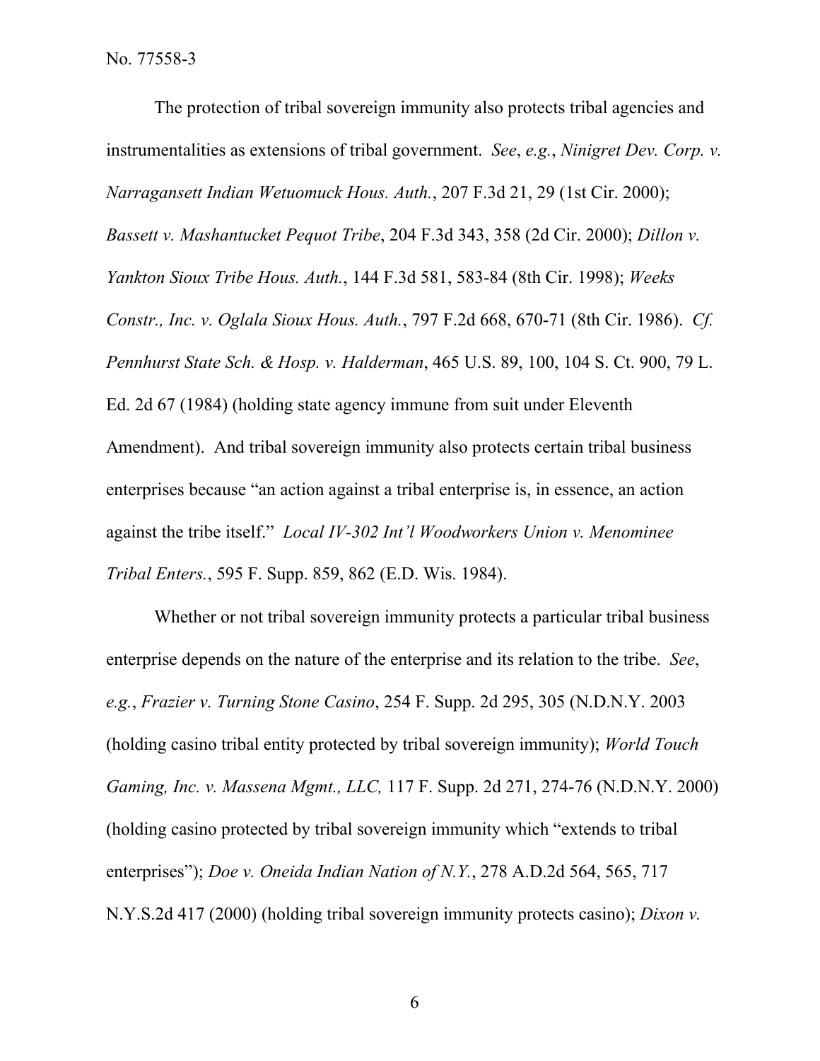The protection of tribal sovereign immunity also protects tribal agencies and instrumentalities as extensions of tribal government. *See*, *e.g.*, *Ninigret Dev. Corp. v. Narragansett Indian Wetuomuck Hous. Auth.*, 207 F.3d 21, 29 (1st Cir. 2000); *Bassett v. Mashantucket Pequot Tribe*, 204 F.3d 343, 358 (2d Cir. 2000); *Dillon v. Yankton Sioux Tribe Hous. Auth.*, 144 F.3d 581, 583-84 (8th Cir. 1998); *Weeks Constr., Inc. v. Oglala Sioux Hous. Auth.*, 797 F.2d 668, 670-71 (8th Cir. 1986). *Cf. Pennhurst State Sch. & Hosp. v. Halderman*, 465 U.S. 89, 100, 104 S. Ct. 900, 79 L. Ed. 2d 67 (1984) (holding state agency immune from suit under Eleventh Amendment). And tribal sovereign immunity also protects certain tribal business enterprises because "an action against a tribal enterprise is, in essence, an action against the tribe itself." *Local IV-302 Int'l Woodworkers Union v. Menominee Tribal Enters.*, 595 F. Supp. 859, 862 (E.D. Wis. 1984).

Whether or not tribal sovereign immunity protects a particular tribal business enterprise depends on the nature of the enterprise and its relation to the tribe. *See*, *e.g.*, *Frazier v. Turning Stone Casino*, 254 F. Supp. 2d 295, 305 (N.D.N.Y. 2003 (holding casino tribal entity protected by tribal sovereign immunity); *World Touch Gaming, Inc. v. Massena Mgmt., LLC,* 117 F. Supp. 2d 271, 274-76 (N.D.N.Y. 2000) (holding casino protected by tribal sovereign immunity which "extends to tribal enterprises"); *Doe v. Oneida Indian Nation of N.Y.*, 278 A.D.2d 564, 565, 717 N.Y.S.2d 417 (2000) (holding tribal sovereign immunity protects casino); *Dixon v.*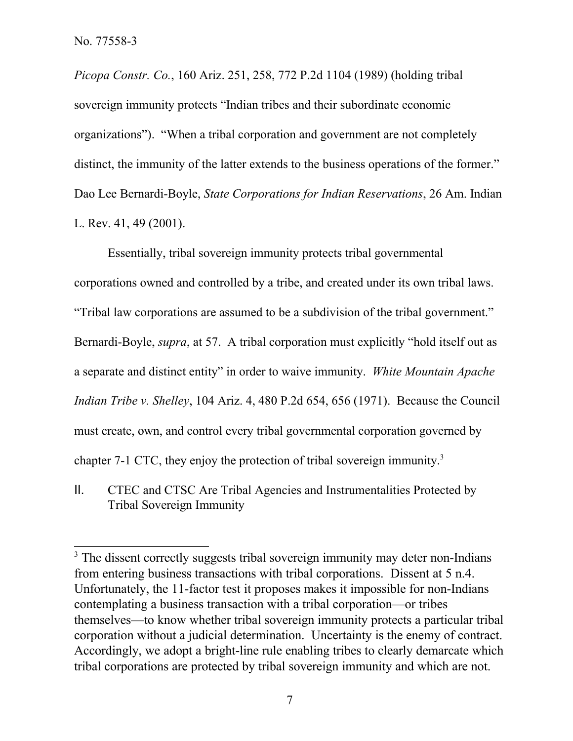*Picopa Constr. Co.*, 160 Ariz. 251, 258, 772 P.2d 1104 (1989) (holding tribal sovereign immunity protects "Indian tribes and their subordinate economic organizations"). "When a tribal corporation and government are not completely distinct, the immunity of the latter extends to the business operations of the former." Dao Lee Bernardi-Boyle, *State Corporations for Indian Reservations*, 26 Am. Indian L. Rev. 41, 49 (2001).

Essentially, tribal sovereign immunity protects tribal governmental corporations owned and controlled by a tribe, and created under its own tribal laws. "Tribal law corporations are assumed to be a subdivision of the tribal government." Bernardi-Boyle, *supra*, at 57. A tribal corporation must explicitly "hold itself out as a separate and distinct entity" in order to waive immunity. *White Mountain Apache Indian Tribe v. Shelley*, 104 Ariz. 4, 480 P.2d 654, 656 (1971). Because the Council must create, own, and control every tribal governmental corporation governed by chapter 7-1 CTC, they enjoy the protection of tribal sovereign immunity.[3]

## II. CTEC and CTSC Are Tribal Agencies and Instrumentalities Protected by Tribal Sovereign Immunity

---

[3] The dissent correctly suggests tribal sovereign immunity may deter non-Indians from entering business transactions with tribal corporations. Dissent at 5 n.4. Unfortunately, the 11-factor test it proposes makes it impossible for non-Indians contemplating a business transaction with a tribal corporation—or tribes themselves—to know whether tribal sovereign immunity protects a particular tribal corporation without a judicial determination. Uncertainty is the enemy of contract. Accordingly, we adopt a bright-line rule enabling tribes to clearly demarcate which tribal corporations are protected by tribal sovereign immunity and which are not.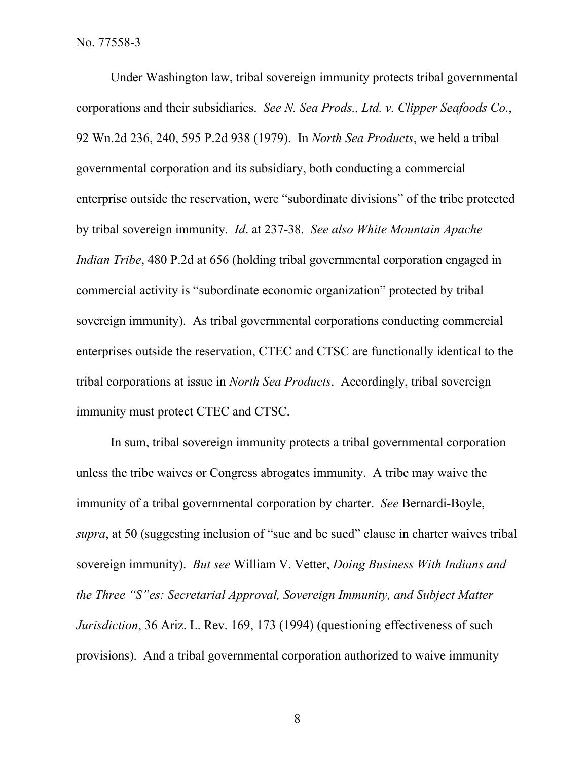Under Washington law, tribal sovereign immunity protects tribal governmental corporations and their subsidiaries. *See N. Sea Prods., Ltd. v. Clipper Seafoods Co.*, 92 Wn.2d 236, 240, 595 P.2d 938 (1979). In *North Sea Products*, we held a tribal governmental corporation and its subsidiary, both conducting a commercial enterprise outside the reservation, were "subordinate divisions" of the tribe protected by tribal sovereign immunity. *Id*. at 237-38. *See also White Mountain Apache Indian Tribe*, 480 P.2d at 656 (holding tribal governmental corporation engaged in commercial activity is "subordinate economic organization" protected by tribal sovereign immunity). As tribal governmental corporations conducting commercial enterprises outside the reservation, CTEC and CTSC are functionally identical to the tribal corporations at issue in *North Sea Products*. Accordingly, tribal sovereign immunity must protect CTEC and CTSC.

In sum, tribal sovereign immunity protects a tribal governmental corporation unless the tribe waives or Congress abrogates immunity. A tribe may waive the immunity of a tribal governmental corporation by charter. *See* Bernardi-Boyle, *supra*, at 50 (suggesting inclusion of "sue and be sued" clause in charter waives tribal sovereign immunity). *But see* William V. Vetter, *Doing Business With Indians and the Three "S"es: Secretarial Approval, Sovereign Immunity, and Subject Matter Jurisdiction*, 36 Ariz. L. Rev. 169, 173 (1994) (questioning effectiveness of such provisions). And a tribal governmental corporation authorized to waive immunity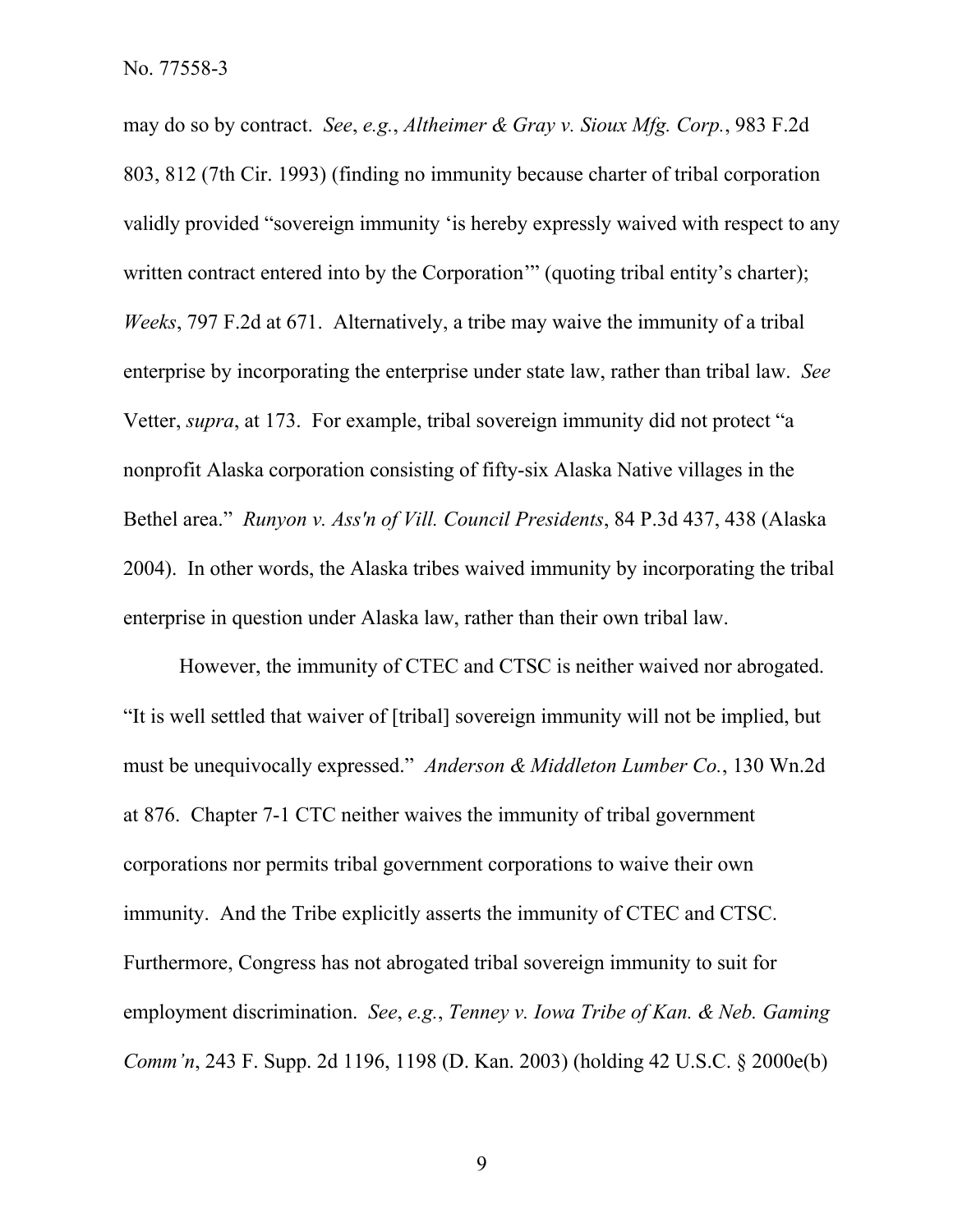may do so by contract. *See*, *e.g.*, *Altheimer & Gray v. Sioux Mfg. Corp.*, 983 F.2d 803, 812 (7th Cir. 1993) (finding no immunity because charter of tribal corporation validly provided "sovereign immunity 'is hereby expressly waived with respect to any written contract entered into by the Corporation'" (quoting tribal entity's charter); *Weeks*, 797 F.2d at 671. Alternatively, a tribe may waive the immunity of a tribal enterprise by incorporating the enterprise under state law, rather than tribal law. *See* Vetter, *supra*, at 173. For example, tribal sovereign immunity did not protect "a nonprofit Alaska corporation consisting of fifty-six Alaska Native villages in the Bethel area." *Runyon v. Ass'n of Vill. Council Presidents*, 84 P.3d 437, 438 (Alaska 2004). In other words, the Alaska tribes waived immunity by incorporating the tribal enterprise in question under Alaska law, rather than their own tribal law.

However, the immunity of CTEC and CTSC is neither waived nor abrogated. "It is well settled that waiver of [tribal] sovereign immunity will not be implied, but must be unequivocally expressed." *Anderson & Middleton Lumber Co.*, 130 Wn.2d at 876. Chapter 7-1 CTC neither waives the immunity of tribal government corporations nor permits tribal government corporations to waive their own immunity. And the Tribe explicitly asserts the immunity of CTEC and CTSC. Furthermore, Congress has not abrogated tribal sovereign immunity to suit for employment discrimination. *See*, *e.g.*, *Tenney v. Iowa Tribe of Kan. & Neb. Gaming Comm'n*, 243 F. Supp. 2d 1196, 1198 (D. Kan. 2003) (holding 42 U.S.C. § 2000e(b)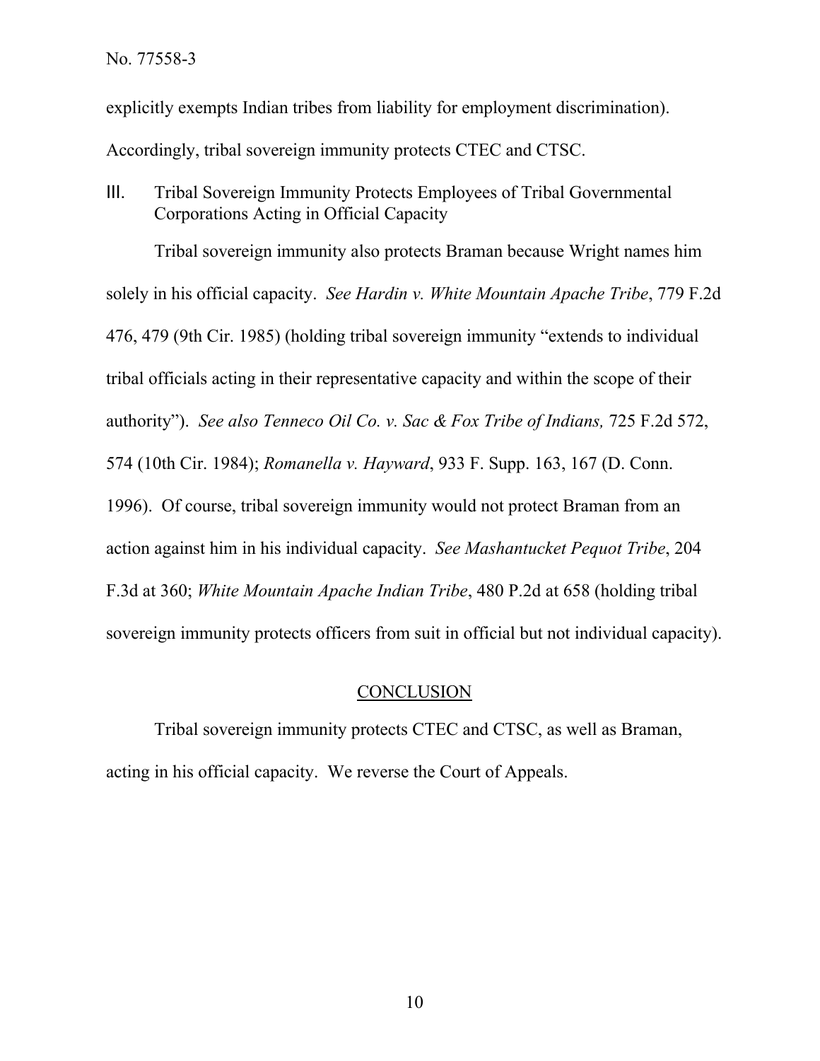explicitly exempts Indian tribes from liability for employment discrimination). Accordingly, tribal sovereign immunity protects CTEC and CTSC.

## III. Tribal Sovereign Immunity Protects Employees of Tribal Governmental Corporations Acting in Official Capacity

Tribal sovereign immunity also protects Braman because Wright names him solely in his official capacity. *See Hardin v. White Mountain Apache Tribe*, 779 F.2d 476, 479 (9th Cir. 1985) (holding tribal sovereign immunity "extends to individual tribal officials acting in their representative capacity and within the scope of their authority"). *See also Tenneco Oil Co. v. Sac & Fox Tribe of Indians,* 725 F.2d 572, 574 (10th Cir. 1984); *Romanella v. Hayward*, 933 F. Supp. 163, 167 (D. Conn. 1996). Of course, tribal sovereign immunity would not protect Braman from an action against him in his individual capacity. *See Mashantucket Pequot Tribe*, 204 F.3d at 360; *White Mountain Apache Indian Tribe*, 480 P.2d at 658 (holding tribal sovereign immunity protects officers from suit in official but not individual capacity).

## CONCLUSION

Tribal sovereign immunity protects CTEC and CTSC, as well as Braman, acting in his official capacity. We reverse the Court of Appeals.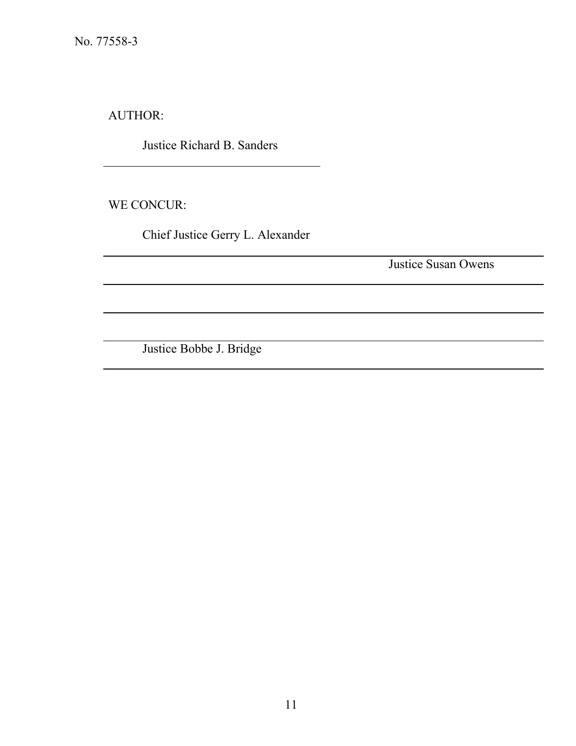No. 77558-3

AUTHOR:

Justice Richard B. Sanders

WE CONCUR:

Chief Justice Gerry L. Alexander

Justice Susan Owens

Justice Bobbe J. Bridge